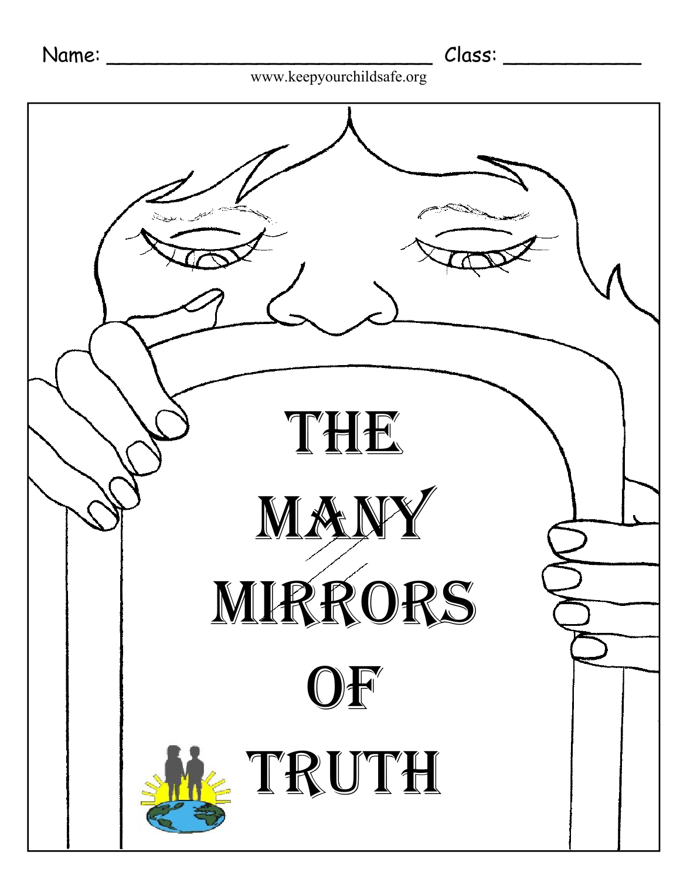Name: ______________________________ Class: ____________

www.keepyourchildsafe.org

# THE MANY MIRRORS OF TRUTH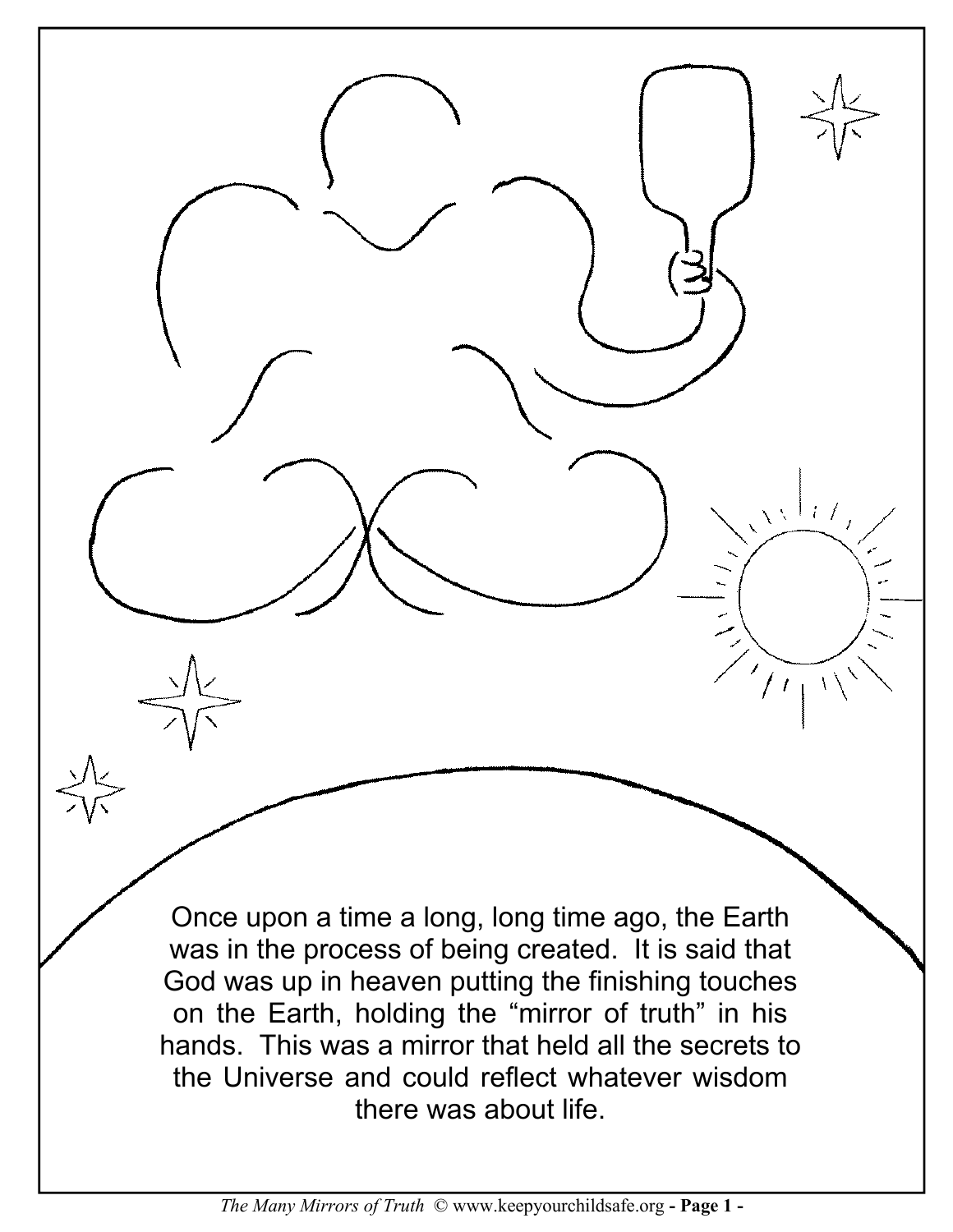Once upon a time a long, long time ago, the Earth was in the process of being created. It is said that God was up in heaven putting the finishing touches on the Earth, holding the "mirror of truth" in his hands. This was a mirror that held all the secrets to the Universe and could reflect whatever wisdom there was about life.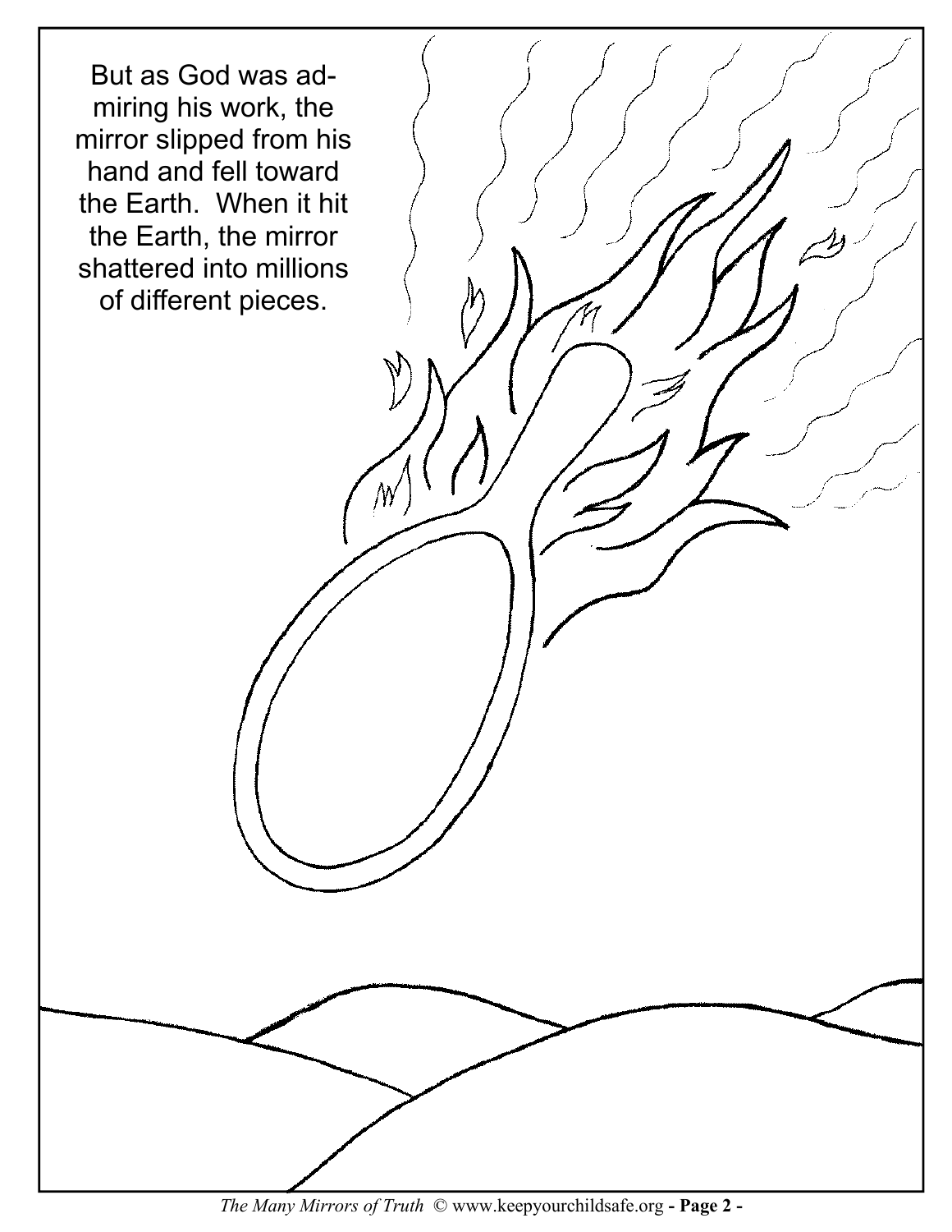But as God was admiring his work, the mirror slipped from his hand and fell toward the Earth. When it hit the Earth, the mirror shattered into millions of different pieces.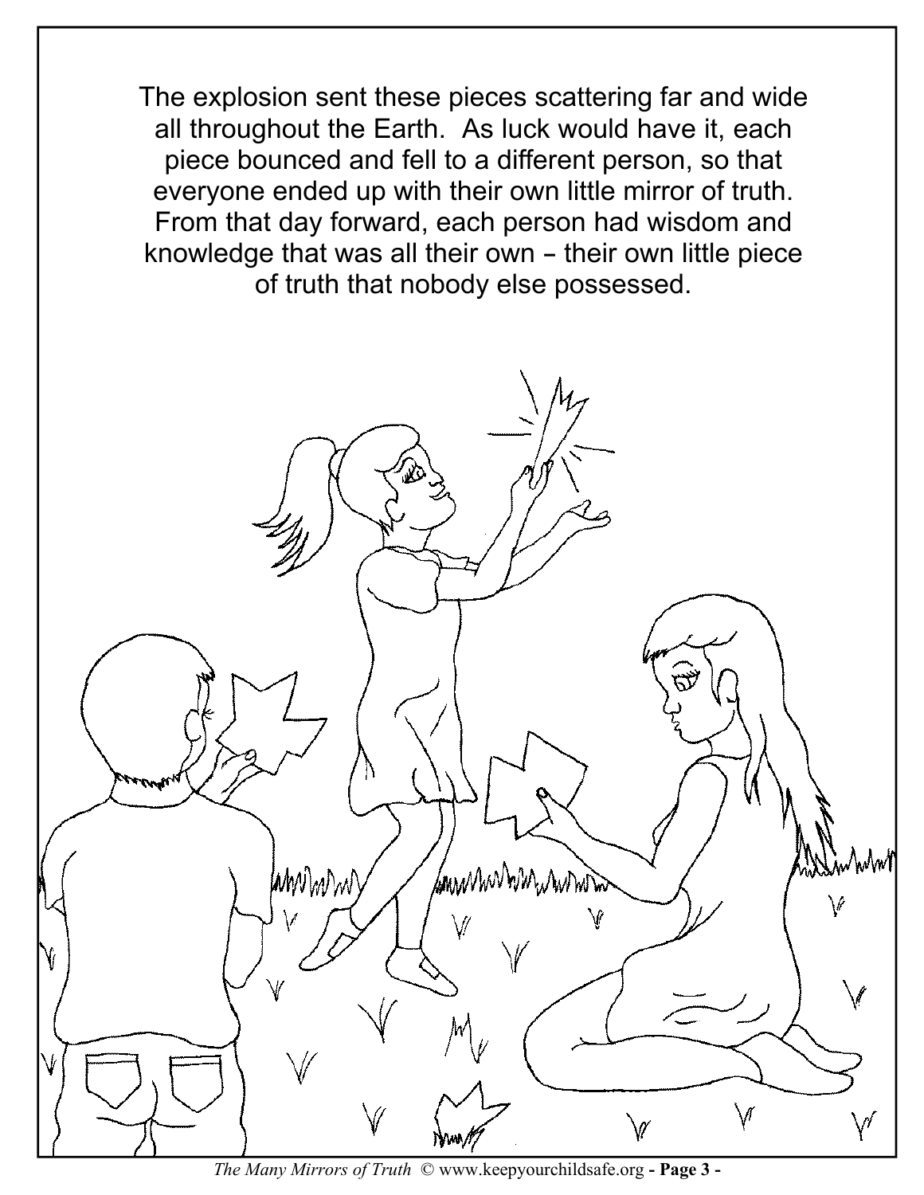The explosion sent these pieces scattering far and wide all throughout the Earth. As luck would have it, each piece bounced and fell to a different person, so that everyone ended up with their own little mirror of truth. From that day forward, each person had wisdom and knowledge that was all their own – their own little piece of truth that nobody else possessed.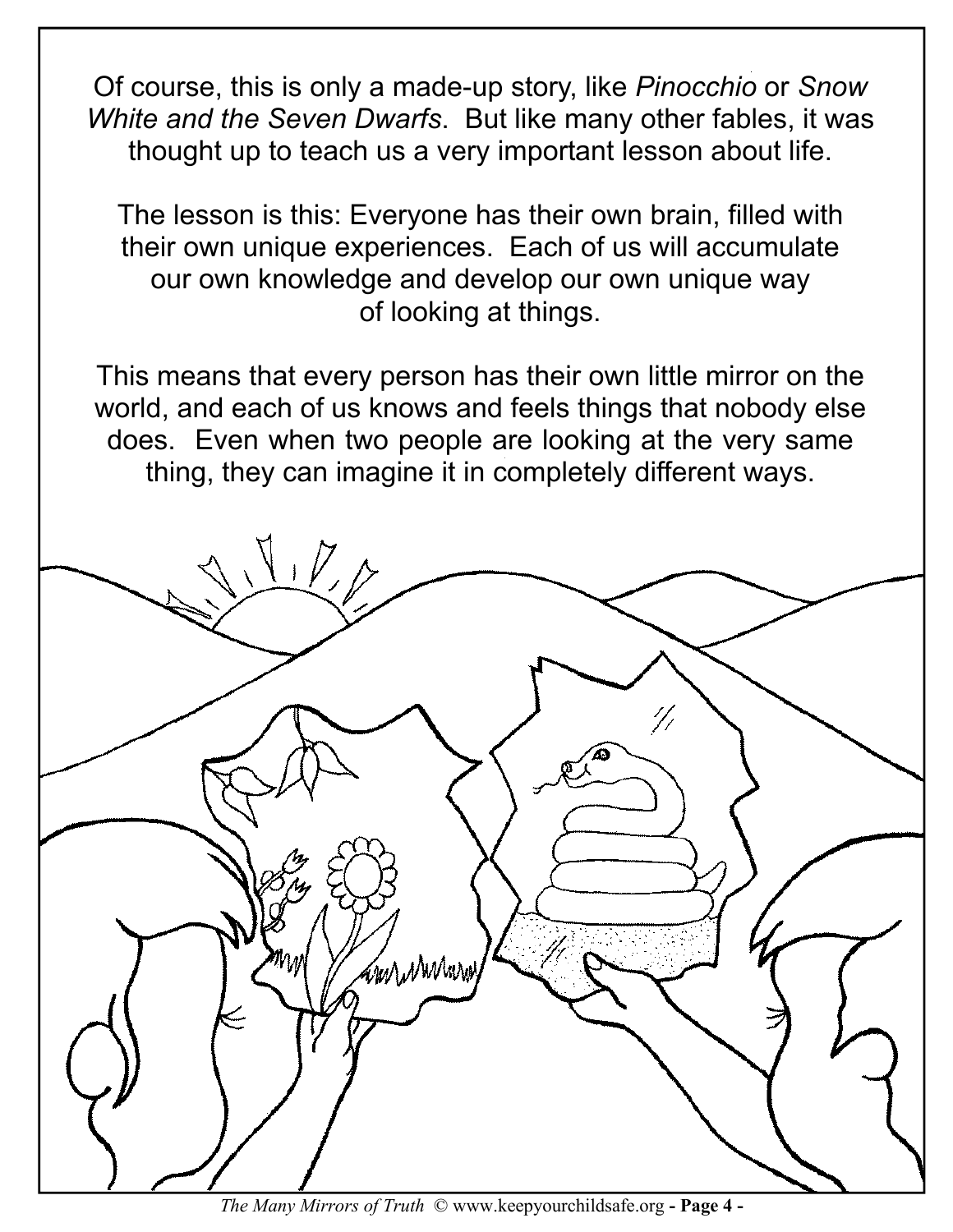Of course, this is only a made-up story, like *Pinocchio* or *Snow White and the Seven Dwarfs*. But like many other fables, it was thought up to teach us a very important lesson about life.

The lesson is this: Everyone has their own brain, filled with their own unique experiences. Each of us will accumulate our own knowledge and develop our own unique way of looking at things.

This means that every person has their own little mirror on the world, and each of us knows and feels things that nobody else does. Even when two people are looking at the very same thing, they can imagine it in completely different ways.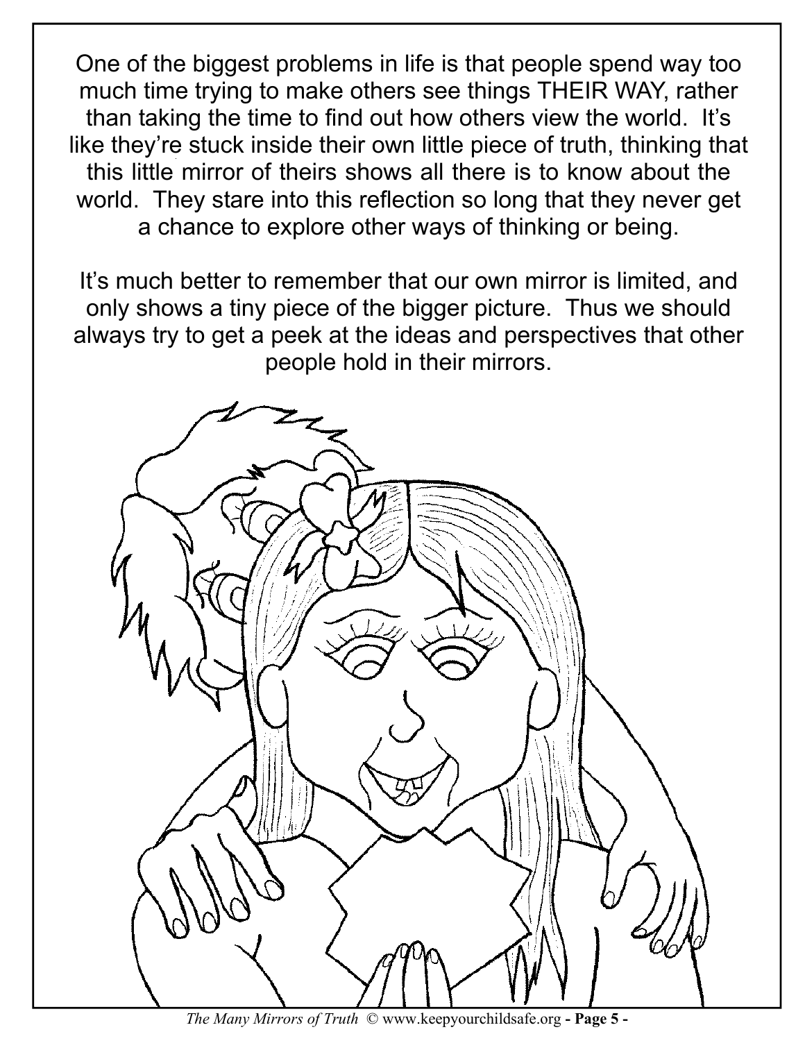One of the biggest problems in life is that people spend way too much time trying to make others see things THEIR WAY, rather than taking the time to find out how others view the world. It's like they're stuck inside their own little piece of truth, thinking that this little mirror of theirs shows all there is to know about the world. They stare into this reflection so long that they never get a chance to explore other ways of thinking or being.

It's much better to remember that our own mirror is limited, and only shows a tiny piece of the bigger picture. Thus we should always try to get a peek at the ideas and perspectives that other people hold in their mirrors.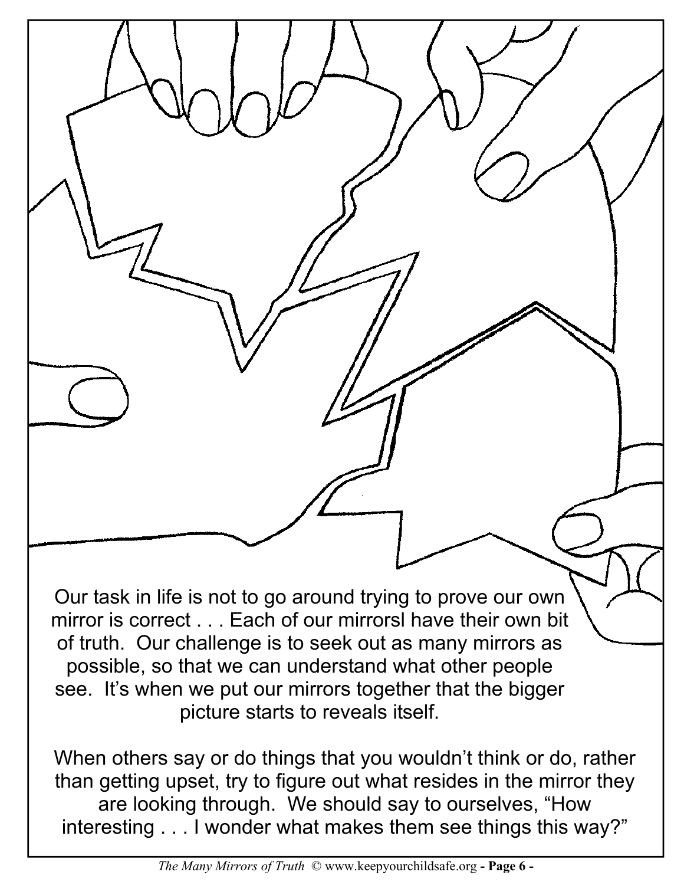Our task in life is not to go around trying to prove our own mirror is correct . . . Each of our mirrorsl have their own bit of truth. Our challenge is to seek out as many mirrors as possible, so that we can understand what other people see. It's when we put our mirrors together that the bigger picture starts to reveals itself.

When others say or do things that you wouldn't think or do, rather than getting upset, try to figure out what resides in the mirror they are looking through. We should say to ourselves, "How interesting . . . I wonder what makes them see things this way?"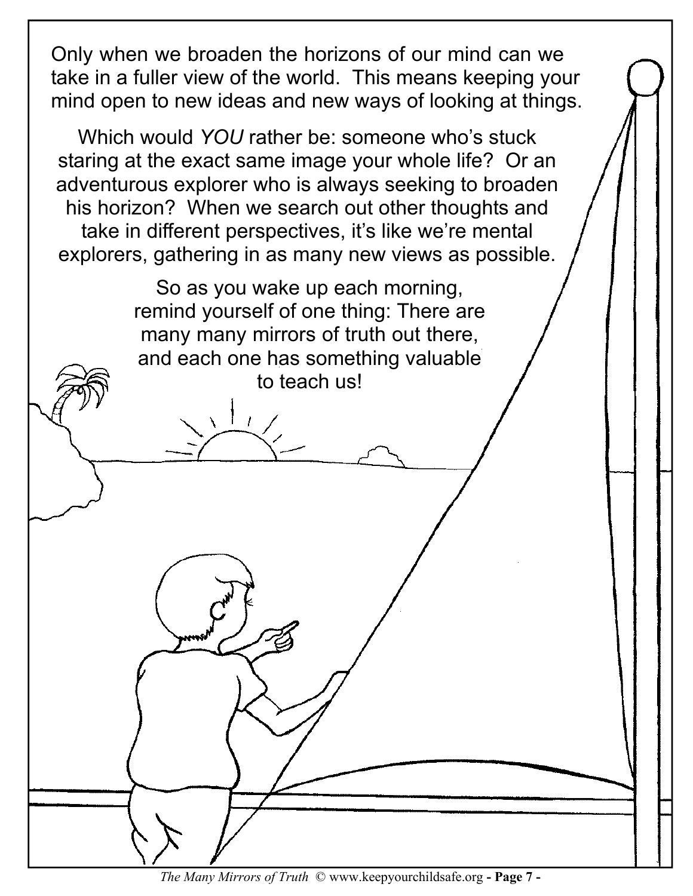Only when we broaden the horizons of our mind can we take in a fuller view of the world. This means keeping your mind open to new ideas and new ways of looking at things.

Which would *YOU* rather be: someone who's stuck staring at the exact same image your whole life? Or an adventurous explorer who is always seeking to broaden his horizon? When we search out other thoughts and take in different perspectives, it's like we're mental explorers, gathering in as many new views as possible.

So as you wake up each morning, remind yourself of one thing: There are many many mirrors of truth out there, and each one has something valuable to teach us!